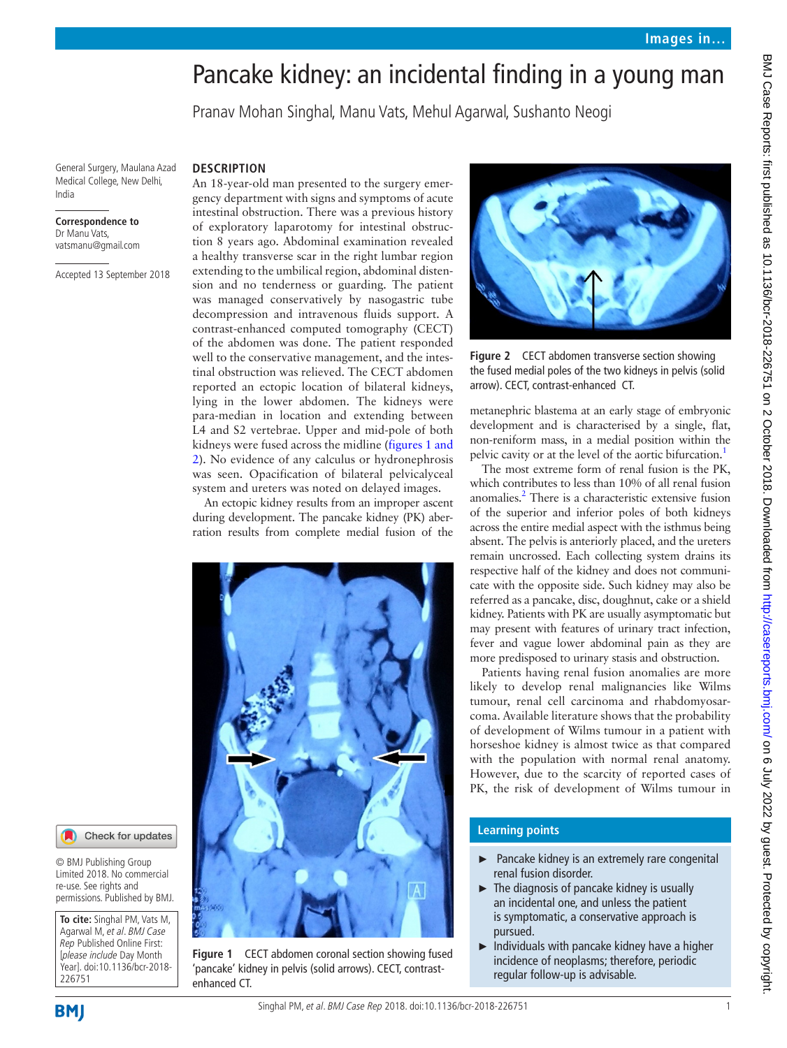# Pancake kidney: an incidental finding in a young man

Pranav Mohan Singhal, Manu Vats, Mehul Agarwal, Sushanto Neogi

General Surgery, Maulana Azad Medical College, New Delhi, India

**Correspondence to**
Dr Manu Vats, vatsmanu@gmail.com

Accepted 13 September 2018

## DESCRIPTION

An 18-year-old man presented to the surgery emergency department with signs and symptoms of acute intestinal obstruction. There was a previous history of exploratory laparotomy for intestinal obstruction 8 years ago. Abdominal examination revealed a healthy transverse scar in the right lumbar region extending to the umbilical region, abdominal distension and no tenderness or guarding. The patient was managed conservatively by nasogastric tube decompression and intravenous fluids support. A contrast-enhanced computed tomography (CECT) of the abdomen was done. The patient responded well to the conservative management, and the intestinal obstruction was relieved. The CECT abdomen reported an ectopic location of bilateral kidneys, lying in the lower abdomen. The kidneys were para-median in location and extending between L4 and S2 vertebrae. Upper and mid-pole of both kidneys were fused across the midline (figures 1 and 2). No evidence of any calculus or hydronephrosis was seen. Opacification of bilateral pelvicalyceal system and ureters was noted on delayed images.

An ectopic kidney results from an improper ascent during development. The pancake kidney (PK) aberration results from complete medial fusion of the metanephric blastema at an early stage of embryonic development and is characterised by a single, flat, non-reniform mass, in a medial position within the pelvic cavity or at the level of the aortic bifurcation.[1]

Figure 1 CECT abdomen coronal section showing fused 'pancake' kidney in pelvis (solid arrows). CECT, contrast-enhanced CT.

Figure 2 CECT abdomen transverse section showing the fused medial poles of the two kidneys in pelvis (solid arrow). CECT, contrast-enhanced CT.

The most extreme form of renal fusion is the PK, which contributes to less than 10% of all renal fusion anomalies.[2] There is a characteristic extensive fusion of the superior and inferior poles of both kidneys across the entire medial aspect with the isthmus being absent. The pelvis is anteriorly placed, and the ureters remain uncrossed. Each collecting system drains its respective half of the kidney and does not communicate with the opposite side. Such kidney may also be referred as a pancake, disc, doughnut, cake or a shield kidney. Patients with PK are usually asymptomatic but may present with features of urinary tract infection, fever and vague lower abdominal pain as they are more predisposed to urinary stasis and obstruction.

Patients having renal fusion anomalies are more likely to develop renal malignancies like Wilms tumour, renal cell carcinoma and rhabdomyosarcoma. Available literature shows that the probability of development of Wilms tumour in a patient with horseshoe kidney is almost twice as that compared with the population with normal renal anatomy. However, due to the scarcity of reported cases of PK, the risk of development of Wilms tumour in

### Learning points

- Pancake kidney is an extremely rare congenital renal fusion disorder.
- The diagnosis of pancake kidney is usually an incidental one, and unless the patient is symptomatic, a conservative approach is pursued.
- Individuals with pancake kidney have a higher incidence of neoplasms; therefore, periodic regular follow-up is advisable.

© BMJ Publishing Group Limited 2018. No commercial re-use. See rights and permissions. Published by BMJ.

**To cite:** Singhal PM, Vats M, Agarwal M, *et al*. *BMJ Case Rep* Published Online First: [*please include* Day Month Year]. doi:10.1136/bcr-2018-226751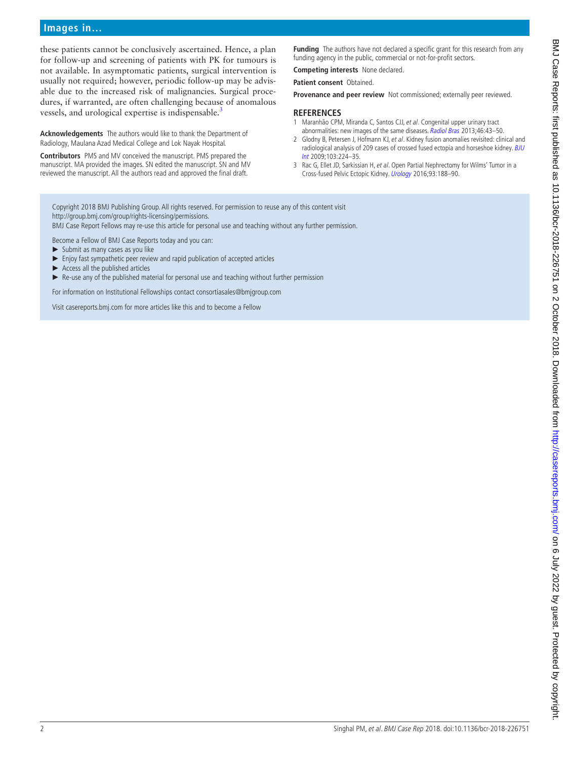these patients cannot be conclusively ascertained. Hence, a plan for follow-up and screening of patients with PK for tumours is not available. In asymptomatic patients, surgical intervention is usually not required; however, periodic follow-up may be advisable due to the increased risk of malignancies. Surgical procedures, if warranted, are often challenging because of anomalous vessels, and urological expertise is indispensable.[3]

**Acknowledgements** The authors would like to thank the Department of Radiology, Maulana Azad Medical College and Lok Nayak Hospital.

**Contributors** PMS and MV conceived the manuscript. PMS prepared the manuscript. MA provided the images. SN edited the manuscript. SN and MV reviewed the manuscript. All the authors read and approved the final draft.

**Funding** The authors have not declared a specific grant for this research from any funding agency in the public, commercial or not-for-profit sectors.

**Competing interests** None declared.

**Patient consent** Obtained.

**Provenance and peer review** Not commissioned; externally peer reviewed.

## REFERENCES

1. Maranhão CPM, Miranda C, Santos CJJ, *et al*. Congenital upper urinary tract abnormalities: new images of the same diseases. *Radiol Bras* 2013;46:43–50.
2. Glodny B, Petersen J, Hofmann KJ, *et al*. Kidney fusion anomalies revisited: clinical and radiological analysis of 209 cases of crossed fused ectopia and horseshoe kidney. *BJU Int* 2009;103:224–35.
3. Rac G, Ellet JD, Sarkissian H, *et al*. Open Partial Nephrectomy for Wilms' Tumor in a Cross-fused Pelvic Ectopic Kidney. *Urology* 2016;93:188–90.

Copyright 2018 BMJ Publishing Group. All rights reserved. For permission to reuse any of this content visit http://group.bmj.com/group/rights-licensing/permissions.
BMJ Case Report Fellows may re-use this article for personal use and teaching without any further permission.

Become a Fellow of BMJ Case Reports today and you can:
- Submit as many cases as you like
- Enjoy fast sympathetic peer review and rapid publication of accepted articles
- Access all the published articles
- Re-use any of the published material for personal use and teaching without further permission

For information on Institutional Fellowships contact consortiasales@bmjgroup.com

Visit casereports.bmj.com for more articles like this and to become a Fellow